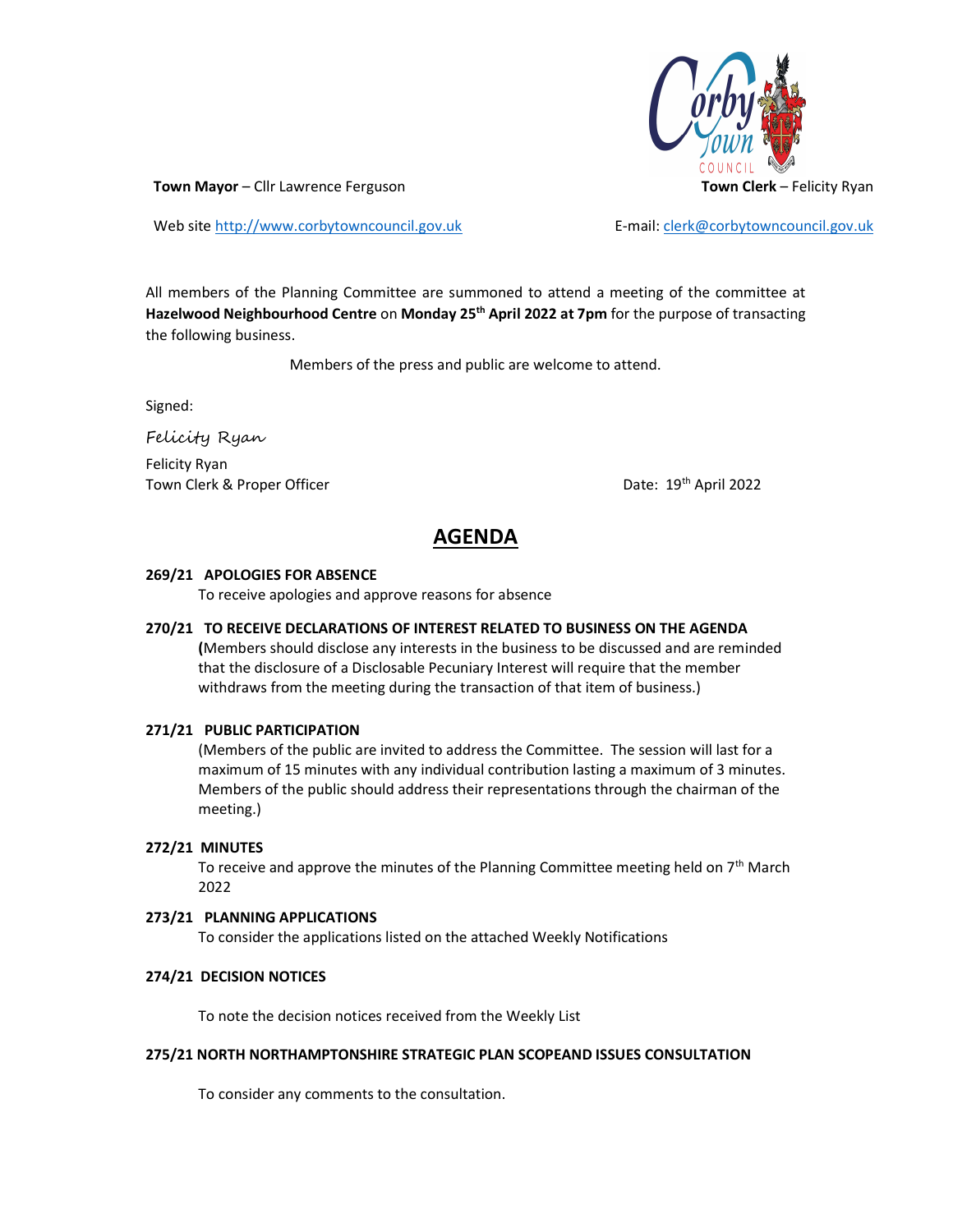**Town Mayor** – Cllr Lawrence Ferguson

**Town Clerk** – Felicity Ryan

Web site http://www.corbytowncouncil.gov.uk

E-mail: clerk@corbytowncouncil.gov.uk

All members of the Planning Committee are summoned to attend a meeting of the committee at **Hazelwood Neighbourhood Centre** on **Monday 25th April 2022 at 7pm** for the purpose of transacting the following business.

Members of the press and public are welcome to attend.

Signed:

*Felicity Ryan*

Felicity Ryan
Town Clerk & Proper Officer

Date: 19th April 2022

# AGENDA

**269/21 APOLOGIES FOR ABSENCE**

To receive apologies and approve reasons for absence

**270/21 TO RECEIVE DECLARATIONS OF INTEREST RELATED TO BUSINESS ON THE AGENDA**

**(**Members should disclose any interests in the business to be discussed and are reminded that the disclosure of a Disclosable Pecuniary Interest will require that the member withdraws from the meeting during the transaction of that item of business.)

**271/21 PUBLIC PARTICIPATION**

(Members of the public are invited to address the Committee. The session will last for a maximum of 15 minutes with any individual contribution lasting a maximum of 3 minutes. Members of the public should address their representations through the chairman of the meeting.)

**272/21 MINUTES**

To receive and approve the minutes of the Planning Committee meeting held on 7th March 2022

**273/21 PLANNING APPLICATIONS**

To consider the applications listed on the attached Weekly Notifications

**274/21 DECISION NOTICES**

To note the decision notices received from the Weekly List

**275/21 NORTH NORTHAMPTONSHIRE STRATEGIC PLAN SCOPEAND ISSUES CONSULTATION**

To consider any comments to the consultation.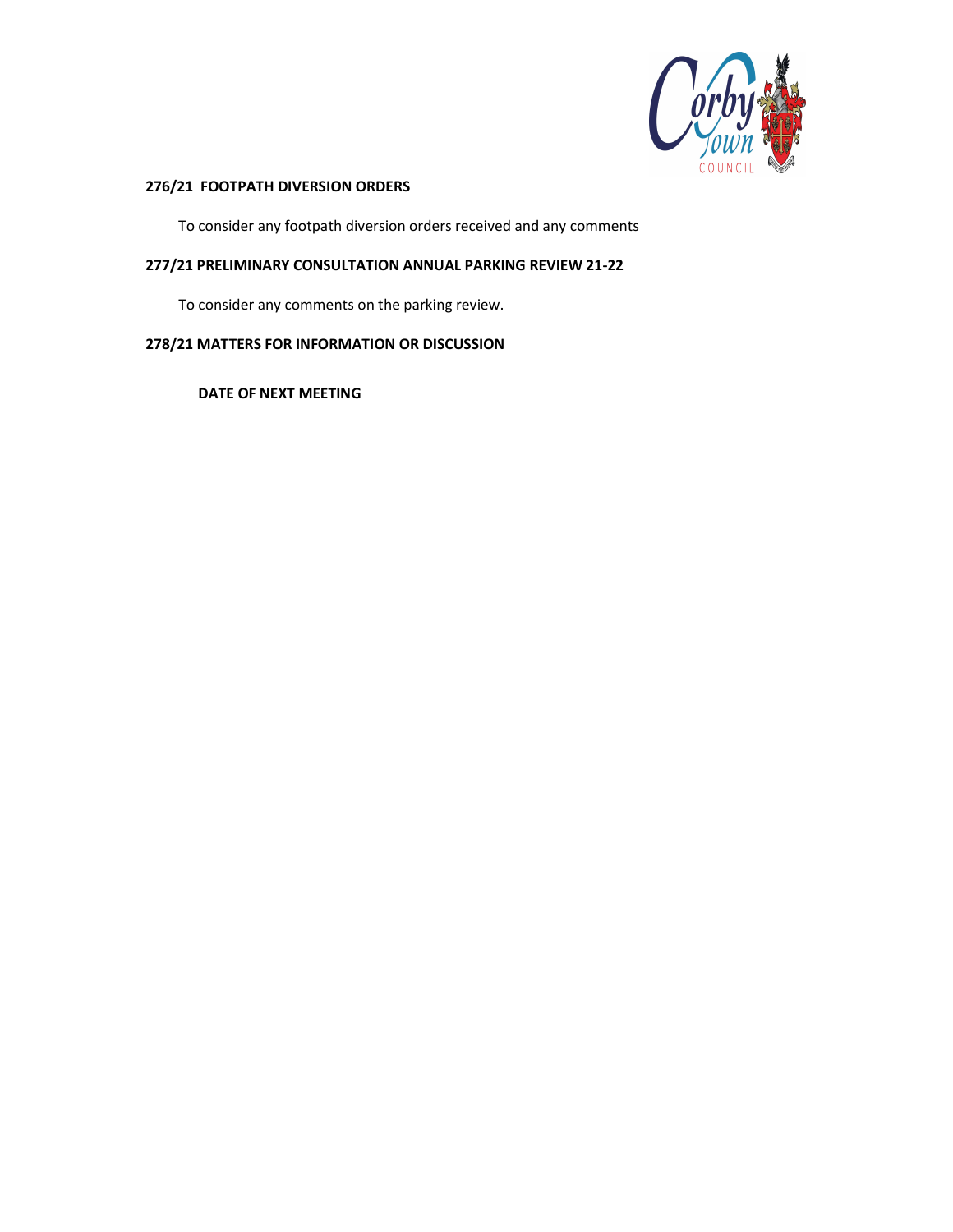**276/21 FOOTPATH DIVERSION ORDERS**

To consider any footpath diversion orders received and any comments

**277/21 PRELIMINARY CONSULTATION ANNUAL PARKING REVIEW 21-22**

To consider any comments on the parking review.

**278/21 MATTERS FOR INFORMATION OR DISCUSSION**

**DATE OF NEXT MEETING**